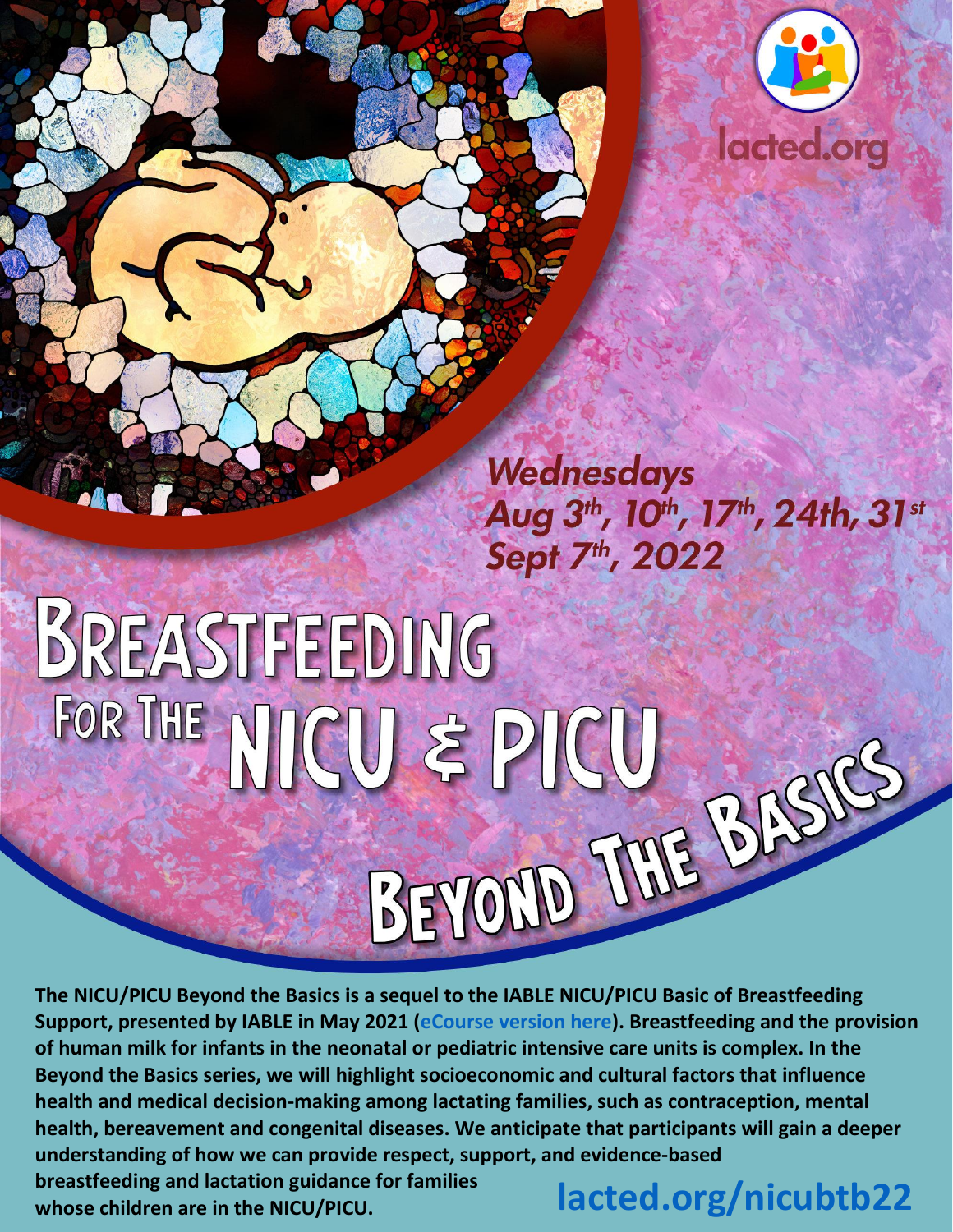lacted.org

*Wednesdays*
*Aug 3th, 10th, 17th, 24th, 31st*
*Sept 7th, 2022*

# Breastfeeding For The NICU & PICU Beyond The Basics

**The NICU/PICU Beyond the Basics is a sequel to the IABLE NICU/PICU Basic of Breastfeeding Support, presented by IABLE in May 2021 (eCourse version here). Breastfeeding and the provision of human milk for infants in the neonatal or pediatric intensive care units is complex. In the Beyond the Basics series, we will highlight socioeconomic and cultural factors that influence health and medical decision-making among lactating families, such as contraception, mental health, bereavement and congenital diseases. We anticipate that participants will gain a deeper understanding of how we can provide respect, support, and evidence-based breastfeeding and lactation guidance for families whose children are in the NICU/PICU.**

**lacted.org/nicubtb22**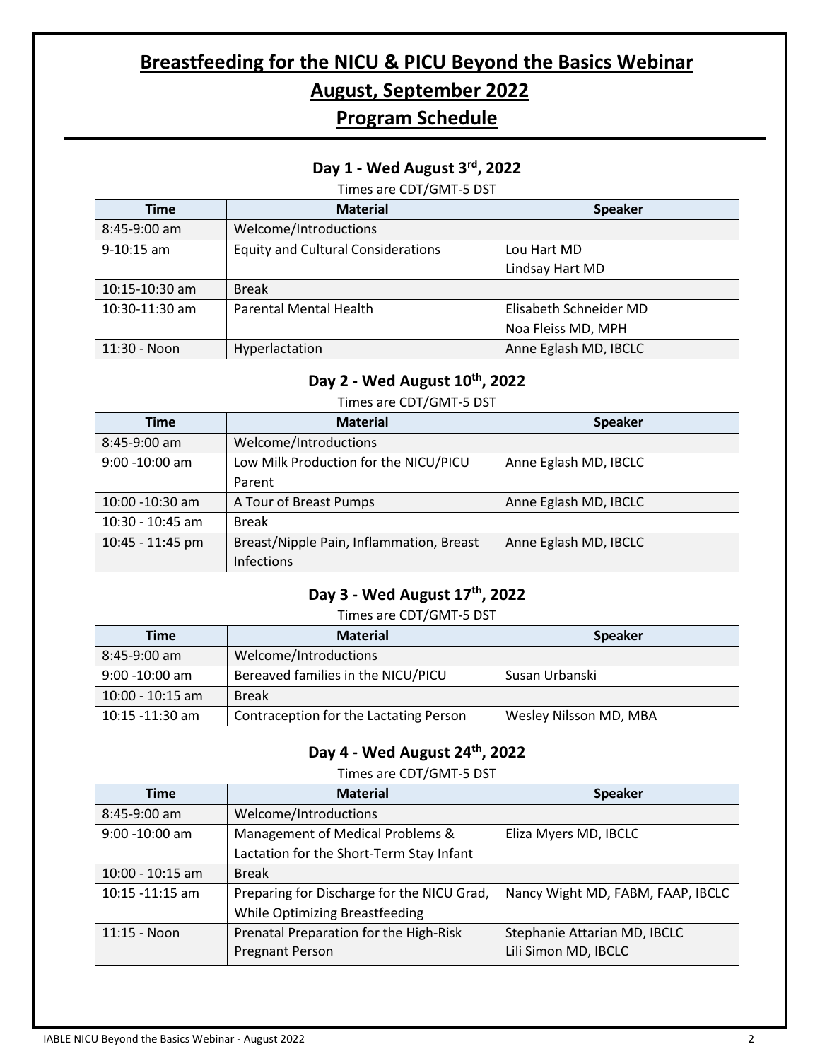# Breastfeeding for the NICU & PICU Beyond the Basics Webinar

# August, September 2022

# Program Schedule

## Day 1 - Wed August 3rd, 2022

Times are CDT/GMT-5 DST

| Time | Material | Speaker |
|---|---|---|
| 8:45-9:00 am | Welcome/Introductions | |
| 9-10:15 am | Equity and Cultural Considerations | Lou Hart MD<br>Lindsay Hart MD |
| 10:15-10:30 am | Break | |
| 10:30-11:30 am | Parental Mental Health | Elisabeth Schneider MD<br>Noa Fleiss MD, MPH |
| 11:30 - Noon | Hyperlactation | Anne Eglash MD, IBCLC |

## Day 2 - Wed August 10th, 2022

Times are CDT/GMT-5 DST

| Time | Material | Speaker |
|---|---|---|
| 8:45-9:00 am | Welcome/Introductions | |
| 9:00 -10:00 am | Low Milk Production for the NICU/PICU Parent | Anne Eglash MD, IBCLC |
| 10:00 -10:30 am | A Tour of Breast Pumps | Anne Eglash MD, IBCLC |
| 10:30 - 10:45 am | Break | |
| 10:45 - 11:45 pm | Breast/Nipple Pain, Inflammation, Breast Infections | Anne Eglash MD, IBCLC |

## Day 3 - Wed August 17th, 2022

Times are CDT/GMT-5 DST

| Time | Material | Speaker |
|---|---|---|
| 8:45-9:00 am | Welcome/Introductions | |
| 9:00 -10:00 am | Bereaved families in the NICU/PICU | Susan Urbanski |
| 10:00 - 10:15 am | Break | |
| 10:15 -11:30 am | Contraception for the Lactating Person | Wesley Nilsson MD, MBA |

## Day 4 - Wed August 24th, 2022

Times are CDT/GMT-5 DST

| Time | Material | Speaker |
|---|---|---|
| 8:45-9:00 am | Welcome/Introductions | |
| 9:00 -10:00 am | Management of Medical Problems & Lactation for the Short-Term Stay Infant | Eliza Myers MD, IBCLC |
| 10:00 - 10:15 am | Break | |
| 10:15 -11:15 am | Preparing for Discharge for the NICU Grad, While Optimizing Breastfeeding | Nancy Wight MD, FABM, FAAP, IBCLC |
| 11:15 - Noon | Prenatal Preparation for the High-Risk Pregnant Person | Stephanie Attarian MD, IBCLC<br>Lili Simon MD, IBCLC |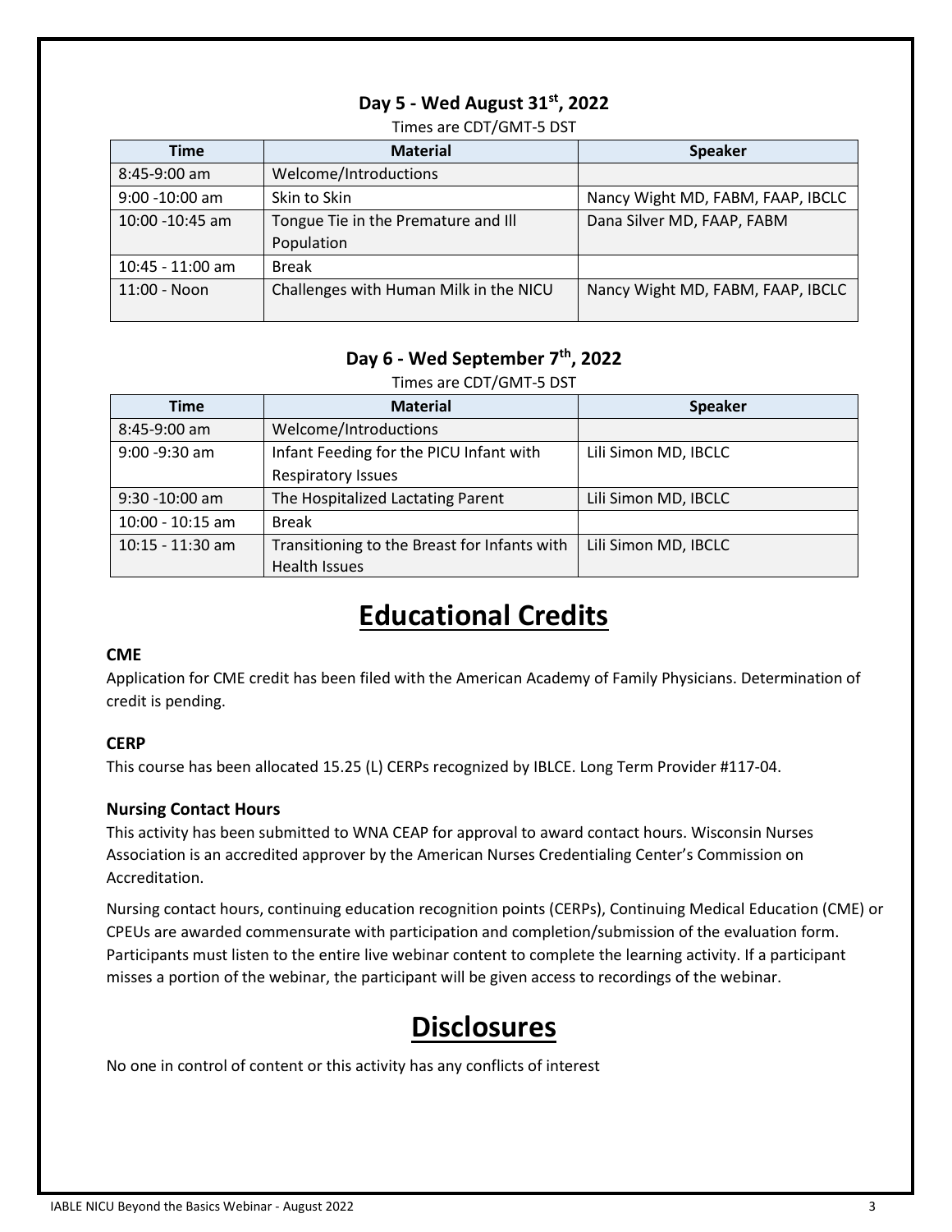## Day 5 - Wed August 31st, 2022

Times are CDT/GMT-5 DST

| Time | Material | Speaker |
| --- | --- | --- |
| 8:45-9:00 am | Welcome/Introductions | |
| 9:00 -10:00 am | Skin to Skin | Nancy Wight MD, FABM, FAAP, IBCLC |
| 10:00 -10:45 am | Tongue Tie in the Premature and Ill Population | Dana Silver MD, FAAP, FABM |
| 10:45 - 11:00 am | Break | |
| 11:00 - Noon | Challenges with Human Milk in the NICU | Nancy Wight MD, FABM, FAAP, IBCLC |

## Day 6 - Wed September 7th, 2022

Times are CDT/GMT-5 DST

| Time | Material | Speaker |
| --- | --- | --- |
| 8:45-9:00 am | Welcome/Introductions | |
| 9:00 -9:30 am | Infant Feeding for the PICU Infant with Respiratory Issues | Lili Simon MD, IBCLC |
| 9:30 -10:00 am | The Hospitalized Lactating Parent | Lili Simon MD, IBCLC |
| 10:00 - 10:15 am | Break | |
| 10:15 - 11:30 am | Transitioning to the Breast for Infants with Health Issues | Lili Simon MD, IBCLC |

# Educational Credits

**CME**

Application for CME credit has been filed with the American Academy of Family Physicians. Determination of credit is pending.

**CERP**

This course has been allocated 15.25 (L) CERPs recognized by IBLCE. Long Term Provider #117-04.

**Nursing Contact Hours**

This activity has been submitted to WNA CEAP for approval to award contact hours. Wisconsin Nurses Association is an accredited approver by the American Nurses Credentialing Center's Commission on Accreditation.

Nursing contact hours, continuing education recognition points (CERPs), Continuing Medical Education (CME) or CPEUs are awarded commensurate with participation and completion/submission of the evaluation form. Participants must listen to the entire live webinar content to complete the learning activity. If a participant misses a portion of the webinar, the participant will be given access to recordings of the webinar.

# Disclosures

No one in control of content or this activity has any conflicts of interest